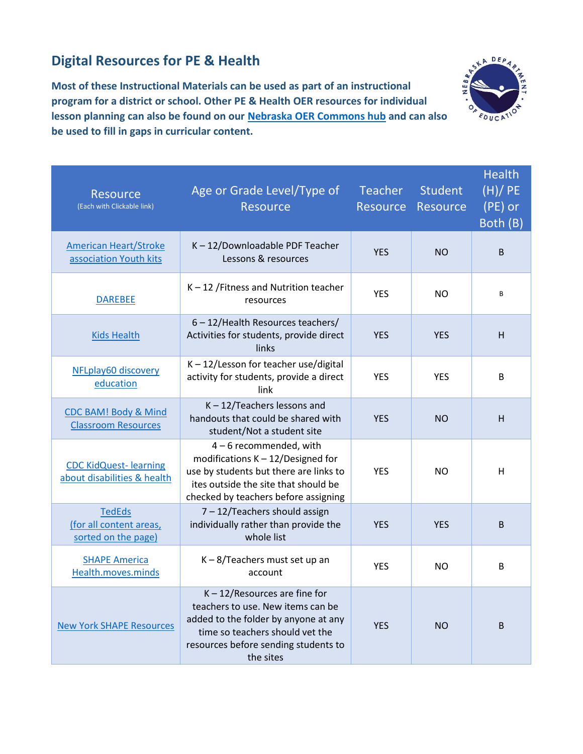## Digital Resources for PE & Health

**Most of these Instructional Materials can be used as part of an instructional program for a district or school. Other PE & Health OER resources for individual lesson planning can also be found on our Nebraska OER Commons hub and can also be used to fill in gaps in curricular content.**

| Resource (Each with Clickable link) | Age or Grade Level/Type of Resource | Teacher Resource | Student Resource | Health (H)/ PE (PE) or Both (B) |
|---|---|---|---|---|
| American Heart/Stroke association Youth kits | K – 12/Downloadable PDF Teacher Lessons & resources | YES | NO | B |
| DAREBEE | K – 12 /Fitness and Nutrition teacher resources | YES | NO | B |
| Kids Health | 6 – 12/Health Resources teachers/ Activities for students, provide direct links | YES | YES | H |
| NFLplay60 discovery education | K – 12/Lesson for teacher use/digital activity for students, provide a direct link | YES | YES | B |
| CDC BAM! Body & Mind Classroom Resources | K – 12/Teachers lessons and handouts that could be shared with student/Not a student site | YES | NO | H |
| CDC KidQuest- learning about disabilities & health | 4 – 6 recommended, with modifications K – 12/Designed for use by students but there are links to ites outside the site that should be checked by teachers before assigning | YES | NO | H |
| TedEds (for all content areas, sorted on the page) | 7 – 12/Teachers should assign individually rather than provide the whole list | YES | YES | B |
| SHAPE America Health.moves.minds | K – 8/Teachers must set up an account | YES | NO | B |
| New York SHAPE Resources | K – 12/Resources are fine for teachers to use. New items can be added to the folder by anyone at any time so teachers should vet the resources before sending students to the sites | YES | NO | B |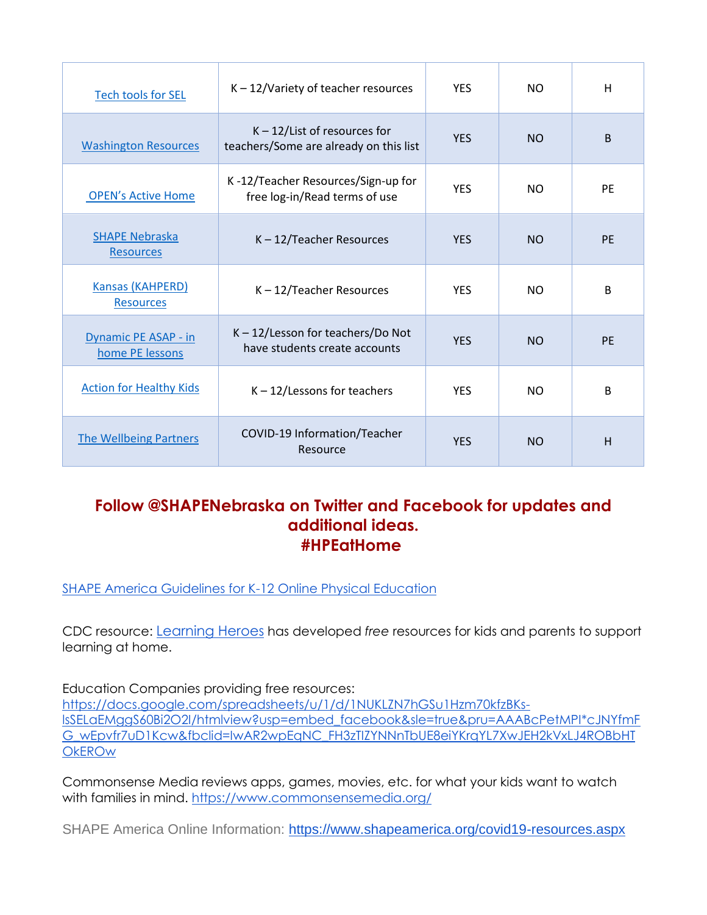| | | | | |
|---|---|---|---|---|
| Tech tools for SEL | K – 12/Variety of teacher resources | YES | NO | H |
| Washington Resources | K – 12/List of resources for teachers/Some are already on this list | YES | NO | B |
| OPEN's Active Home | K -12/Teacher Resources/Sign-up for free log-in/Read terms of use | YES | NO | PE |
| SHAPE Nebraska Resources | K – 12/Teacher Resources | YES | NO | PE |
| Kansas (KAHPERD) Resources | K – 12/Teacher Resources | YES | NO | B |
| Dynamic PE ASAP - in home PE lessons | K – 12/Lesson for teachers/Do Not have students create accounts | YES | NO | PE |
| Action for Healthy Kids | K – 12/Lessons for teachers | YES | NO | B |
| The Wellbeing Partners | COVID-19 Information/Teacher Resource | YES | NO | H |

**Follow @SHAPENebraska on Twitter and Facebook for updates and additional ideas.**
**#HPEatHome**

SHAPE America Guidelines for K-12 Online Physical Education

CDC resource: Learning Heroes has developed *free* resources for kids and parents to support learning at home.

Education Companies providing free resources:
https://docs.google.com/spreadsheets/u/1/d/1NUKLZN7hGSu1Hzm70kfzBKs-IsSELaEMggS60Bi2O2I/htmlview?usp=embed_facebook&sle=true&pru=AAABcPetMPI*cJNYfmFG_wEpvfr7uD1Kcw&fbclid=IwAR2wpEgNC_FH3zTIZYNNnTbUE8eiYKrqYL7XwJEH2kVxLJ4ROBbHTOkEROw

Commonsense Media reviews apps, games, movies, etc. for what your kids want to watch with families in mind. https://www.commonsensemedia.org/

SHAPE America Online Information: https://www.shapeamerica.org/covid19-resources.aspx